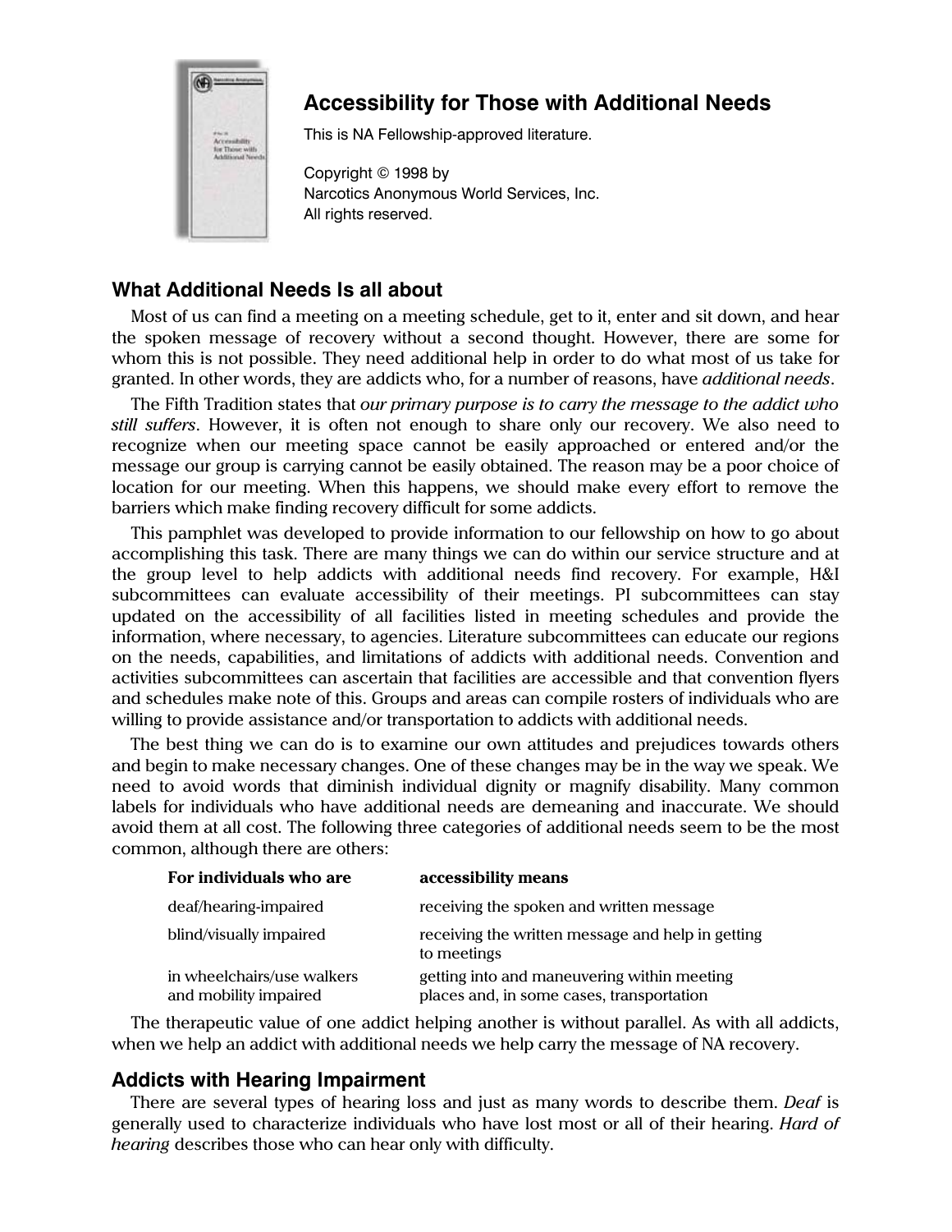## Accessibility for Those with Additional Needs

This is NA Fellowship-approved literature.

Copyright © 1998 by
Narcotics Anonymous World Services, Inc.
All rights reserved.

### What Additional Needs Is all about

Most of us can find a meeting on a meeting schedule, get to it, enter and sit down, and hear the spoken message of recovery without a second thought. However, there are some for whom this is not possible. They need additional help in order to do what most of us take for granted. In other words, they are addicts who, for a number of reasons, have *additional needs*.

The Fifth Tradition states that *our primary purpose is to carry the message to the addict who still suffers*. However, it is often not enough to share only our recovery. We also need to recognize when our meeting space cannot be easily approached or entered and/or the message our group is carrying cannot be easily obtained. The reason may be a poor choice of location for our meeting. When this happens, we should make every effort to remove the barriers which make finding recovery difficult for some addicts.

This pamphlet was developed to provide information to our fellowship on how to go about accomplishing this task. There are many things we can do within our service structure and at the group level to help addicts with additional needs find recovery. For example, H&I subcommittees can evaluate accessibility of their meetings. PI subcommittees can stay updated on the accessibility of all facilities listed in meeting schedules and provide the information, where necessary, to agencies. Literature subcommittees can educate our regions on the needs, capabilities, and limitations of addicts with additional needs. Convention and activities subcommittees can ascertain that facilities are accessible and that convention flyers and schedules make note of this. Groups and areas can compile rosters of individuals who are willing to provide assistance and/or transportation to addicts with additional needs.

The best thing we can do is to examine our own attitudes and prejudices towards others and begin to make necessary changes. One of these changes may be in the way we speak. We need to avoid words that diminish individual dignity or magnify disability. Many common labels for individuals who have additional needs are demeaning and inaccurate. We should avoid them at all cost. The following three categories of additional needs seem to be the most common, although there are others:

| For individuals who are | accessibility means |
|---|---|
| deaf/hearing-impaired | receiving the spoken and written message |
| blind/visually impaired | receiving the written message and help in getting to meetings |
| in wheelchairs/use walkers and mobility impaired | getting into and maneuvering within meeting places and, in some cases, transportation |

The therapeutic value of one addict helping another is without parallel. As with all addicts, when we help an addict with additional needs we help carry the message of NA recovery.

### Addicts with Hearing Impairment

There are several types of hearing loss and just as many words to describe them. *Deaf* is generally used to characterize individuals who have lost most or all of their hearing. *Hard of hearing* describes those who can hear only with difficulty.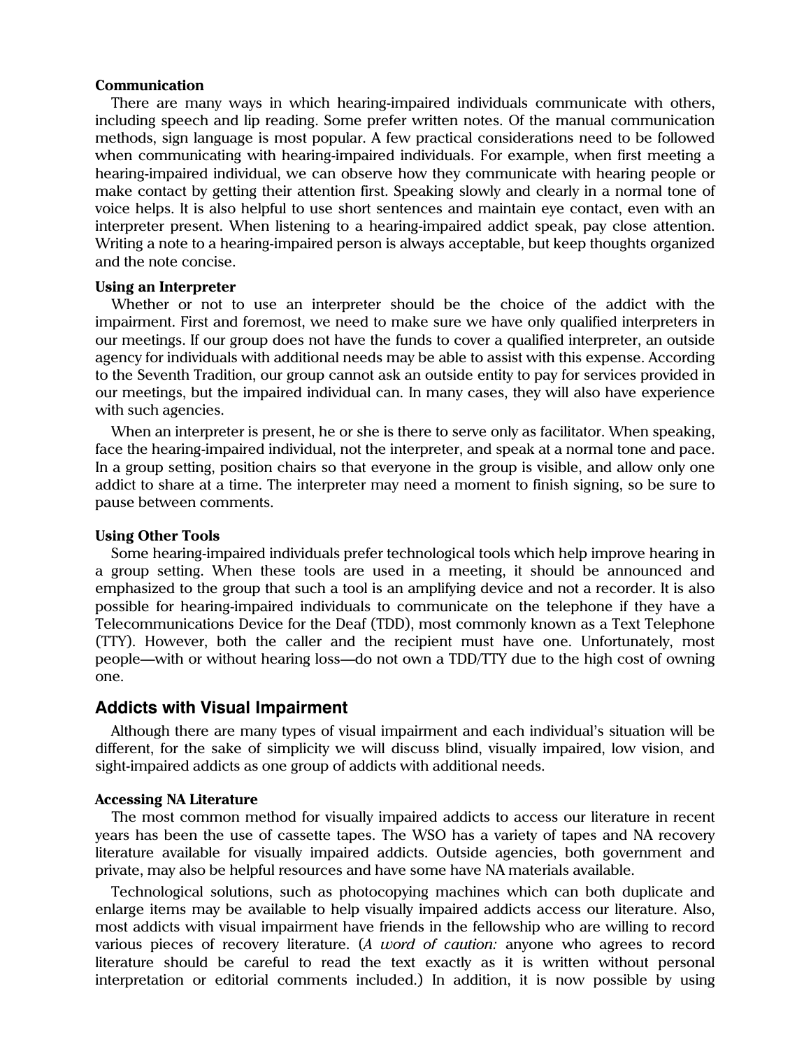**Communication**

There are many ways in which hearing-impaired individuals communicate with others, including speech and lip reading. Some prefer written notes. Of the manual communication methods, sign language is most popular. A few practical considerations need to be followed when communicating with hearing-impaired individuals. For example, when first meeting a hearing-impaired individual, we can observe how they communicate with hearing people or make contact by getting their attention first. Speaking slowly and clearly in a normal tone of voice helps. It is also helpful to use short sentences and maintain eye contact, even with an interpreter present. When listening to a hearing-impaired addict speak, pay close attention. Writing a note to a hearing-impaired person is always acceptable, but keep thoughts organized and the note concise.

**Using an Interpreter**

Whether or not to use an interpreter should be the choice of the addict with the impairment. First and foremost, we need to make sure we have only qualified interpreters in our meetings. If our group does not have the funds to cover a qualified interpreter, an outside agency for individuals with additional needs may be able to assist with this expense. According to the Seventh Tradition, our group cannot ask an outside entity to pay for services provided in our meetings, but the impaired individual can. In many cases, they will also have experience with such agencies.

When an interpreter is present, he or she is there to serve only as facilitator. When speaking, face the hearing-impaired individual, not the interpreter, and speak at a normal tone and pace. In a group setting, position chairs so that everyone in the group is visible, and allow only one addict to share at a time. The interpreter may need a moment to finish signing, so be sure to pause between comments.

**Using Other Tools**

Some hearing-impaired individuals prefer technological tools which help improve hearing in a group setting. When these tools are used in a meeting, it should be announced and emphasized to the group that such a tool is an amplifying device and not a recorder. It is also possible for hearing-impaired individuals to communicate on the telephone if they have a Telecommunications Device for the Deaf (TDD), most commonly known as a Text Telephone (TTY). However, both the caller and the recipient must have one. Unfortunately, most people—with or without hearing loss—do not own a TDD/TTY due to the high cost of owning one.

## Addicts with Visual Impairment

Although there are many types of visual impairment and each individual's situation will be different, for the sake of simplicity we will discuss blind, visually impaired, low vision, and sight-impaired addicts as one group of addicts with additional needs.

**Accessing NA Literature**

The most common method for visually impaired addicts to access our literature in recent years has been the use of cassette tapes. The WSO has a variety of tapes and NA recovery literature available for visually impaired addicts. Outside agencies, both government and private, may also be helpful resources and have some have NA materials available.

Technological solutions, such as photocopying machines which can both duplicate and enlarge items may be available to help visually impaired addicts access our literature. Also, most addicts with visual impairment have friends in the fellowship who are willing to record various pieces of recovery literature. (*A word of caution:* anyone who agrees to record literature should be careful to read the text exactly as it is written without personal interpretation or editorial comments included.) In addition, it is now possible by using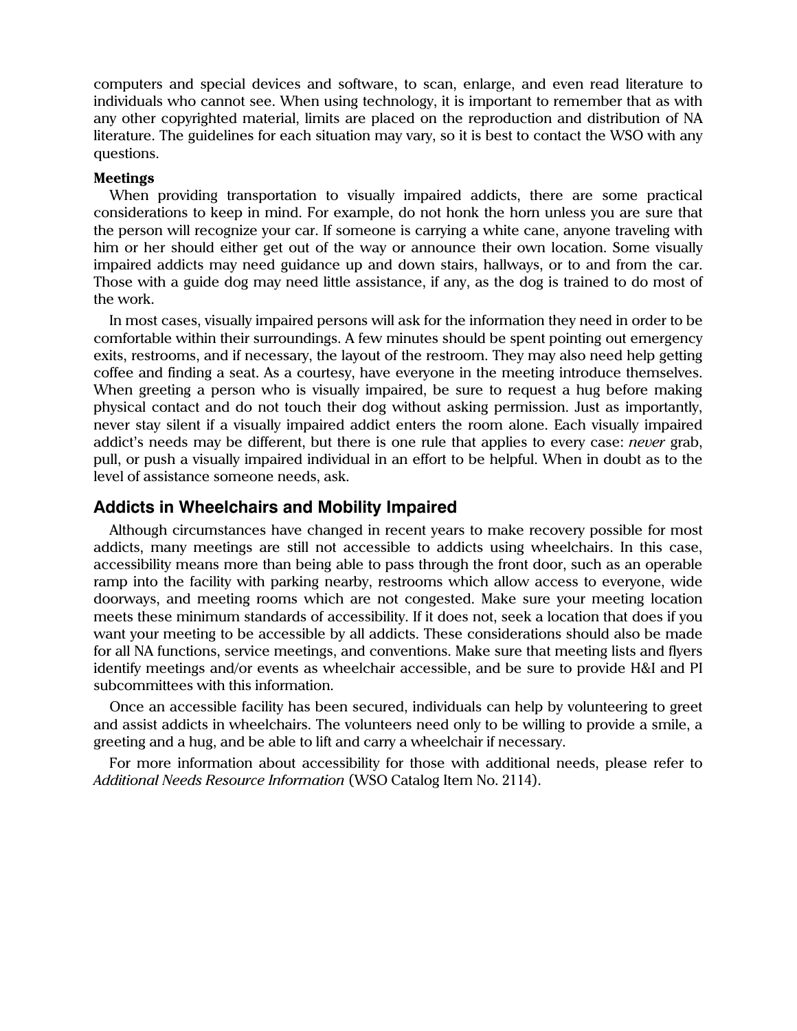computers and special devices and software, to scan, enlarge, and even read literature to individuals who cannot see. When using technology, it is important to remember that as with any other copyrighted material, limits are placed on the reproduction and distribution of NA literature. The guidelines for each situation may vary, so it is best to contact the WSO with any questions.

**Meetings**

When providing transportation to visually impaired addicts, there are some practical considerations to keep in mind. For example, do not honk the horn unless you are sure that the person will recognize your car. If someone is carrying a white cane, anyone traveling with him or her should either get out of the way or announce their own location. Some visually impaired addicts may need guidance up and down stairs, hallways, or to and from the car. Those with a guide dog may need little assistance, if any, as the dog is trained to do most of the work.

In most cases, visually impaired persons will ask for the information they need in order to be comfortable within their surroundings. A few minutes should be spent pointing out emergency exits, restrooms, and if necessary, the layout of the restroom. They may also need help getting coffee and finding a seat. As a courtesy, have everyone in the meeting introduce themselves. When greeting a person who is visually impaired, be sure to request a hug before making physical contact and do not touch their dog without asking permission. Just as importantly, never stay silent if a visually impaired addict enters the room alone. Each visually impaired addict's needs may be different, but there is one rule that applies to every case: *never* grab, pull, or push a visually impaired individual in an effort to be helpful. When in doubt as to the level of assistance someone needs, ask.

## Addicts in Wheelchairs and Mobility Impaired

Although circumstances have changed in recent years to make recovery possible for most addicts, many meetings are still not accessible to addicts using wheelchairs. In this case, accessibility means more than being able to pass through the front door, such as an operable ramp into the facility with parking nearby, restrooms which allow access to everyone, wide doorways, and meeting rooms which are not congested. Make sure your meeting location meets these minimum standards of accessibility. If it does not, seek a location that does if you want your meeting to be accessible by all addicts. These considerations should also be made for all NA functions, service meetings, and conventions. Make sure that meeting lists and flyers identify meetings and/or events as wheelchair accessible, and be sure to provide H&I and PI subcommittees with this information.

Once an accessible facility has been secured, individuals can help by volunteering to greet and assist addicts in wheelchairs. The volunteers need only to be willing to provide a smile, a greeting and a hug, and be able to lift and carry a wheelchair if necessary.

For more information about accessibility for those with additional needs, please refer to *Additional Needs Resource Information* (WSO Catalog Item No. 2114).